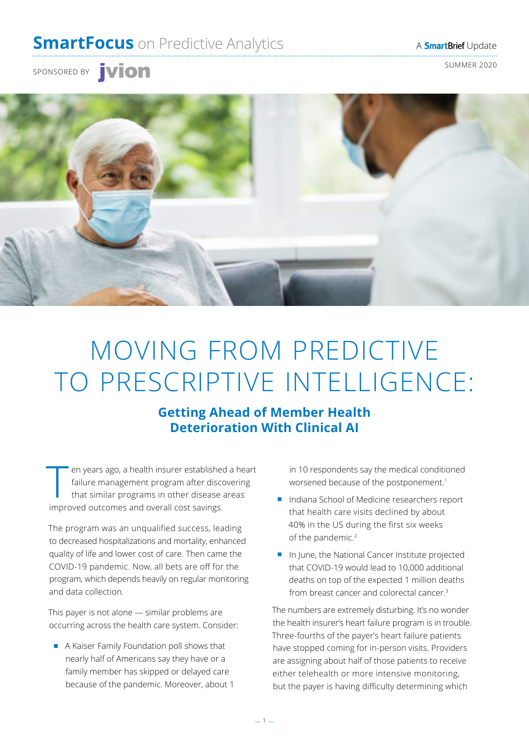SmartFocus on Predictive Analytics

A SmartBrief Update

SPONSORED BY jvion

SUMMER 2020

# MOVING FROM PREDICTIVE TO PRESCRIPTIVE INTELLIGENCE:

## Getting Ahead of Member Health Deterioration With Clinical AI

Ten years ago, a health insurer established a heart failure management program after discovering that similar programs in other disease areas improved outcomes and overall cost savings.

The program was an unqualified success, leading to decreased hospitalizations and mortality, enhanced quality of life and lower cost of care. Then came the COVID-19 pandemic. Now, all bets are off for the program, which depends heavily on regular monitoring and data collection.

This payer is not alone — similar problems are occurring across the health care system. Consider:

- A Kaiser Family Foundation poll shows that nearly half of Americans say they have or a family member has skipped or delayed care because of the pandemic. Moreover, about 1 in 10 respondents say the medical conditioned worsened because of the postponement.[1]
- Indiana School of Medicine researchers report that health care visits declined by about 40% in the US during the first six weeks of the pandemic.[2]
- In June, the National Cancer Institute projected that COVID-19 would lead to 10,000 additional deaths on top of the expected 1 million deaths from breast cancer and colorectal cancer.[3]

The numbers are extremely disturbing. It's no wonder the health insurer's heart failure program is in trouble. Three-fourths of the payer's heart failure patients have stopped coming for in-person visits. Providers are assigning about half of those patients to receive either telehealth or more intensive monitoring, but the payer is having difficulty determining which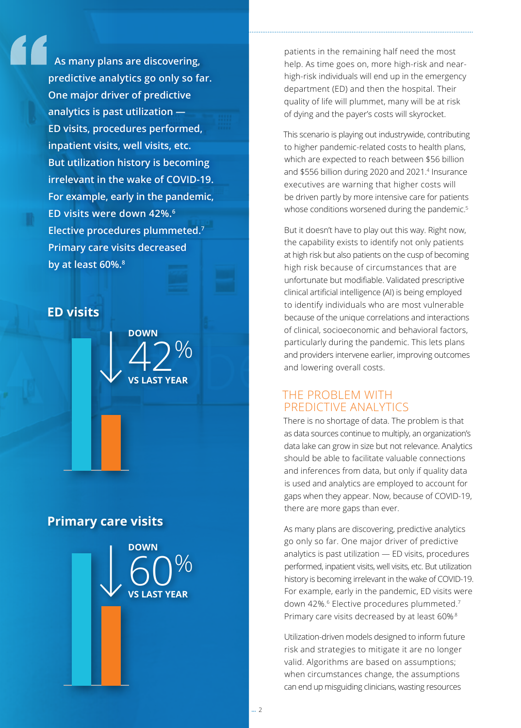> As many plans are discovering, predictive analytics go only so far. One major driver of predictive analytics is past utilization — ED visits, procedures performed, inpatient visits, well visits, etc. But utilization history is becoming irrelevant in the wake of COVID-19. For example, early in the pandemic, ED visits were down 42%.[6] Elective procedures plummeted.[7] Primary care visits decreased by at least 60%.[8]

**ED visits**

DOWN
42%
VS LAST YEAR

**Primary care visits**

DOWN
60%
VS LAST YEAR

patients in the remaining half need the most help. As time goes on, more high-risk and near-high-risk individuals will end up in the emergency department (ED) and then the hospital. Their quality of life will plummet, many will be at risk of dying and the payer's costs will skyrocket.

This scenario is playing out industrywide, contributing to higher pandemic-related costs to health plans, which are expected to reach between $56 billion and $556 billion during 2020 and 2021.[4] Insurance executives are warning that higher costs will be driven partly by more intensive care for patients whose conditions worsened during the pandemic.[5]

But it doesn't have to play out this way. Right now, the capability exists to identify not only patients at high risk but also patients on the cusp of becoming high risk because of circumstances that are unfortunate but modifiable. Validated prescriptive clinical artificial intelligence (AI) is being employed to identify individuals who are most vulnerable because of the unique correlations and interactions of clinical, socioeconomic and behavioral factors, particularly during the pandemic. This lets plans and providers intervene earlier, improving outcomes and lowering overall costs.

## THE PROBLEM WITH PREDICTIVE ANALYTICS

There is no shortage of data. The problem is that as data sources continue to multiply, an organization's data lake can grow in size but not relevance. Analytics should be able to facilitate valuable connections and inferences from data, but only if quality data is used and analytics are employed to account for gaps when they appear. Now, because of COVID-19, there are more gaps than ever.

As many plans are discovering, predictive analytics go only so far. One major driver of predictive analytics is past utilization — ED visits, procedures performed, inpatient visits, well visits, etc. But utilization history is becoming irrelevant in the wake of COVID-19. For example, early in the pandemic, ED visits were down 42%.[6] Elective procedures plummeted.[7] Primary care visits decreased by at least 60%[8]

Utilization-driven models designed to inform future risk and strategies to mitigate it are no longer valid. Algorithms are based on assumptions; when circumstances change, the assumptions can end up misguiding clinicians, wasting resources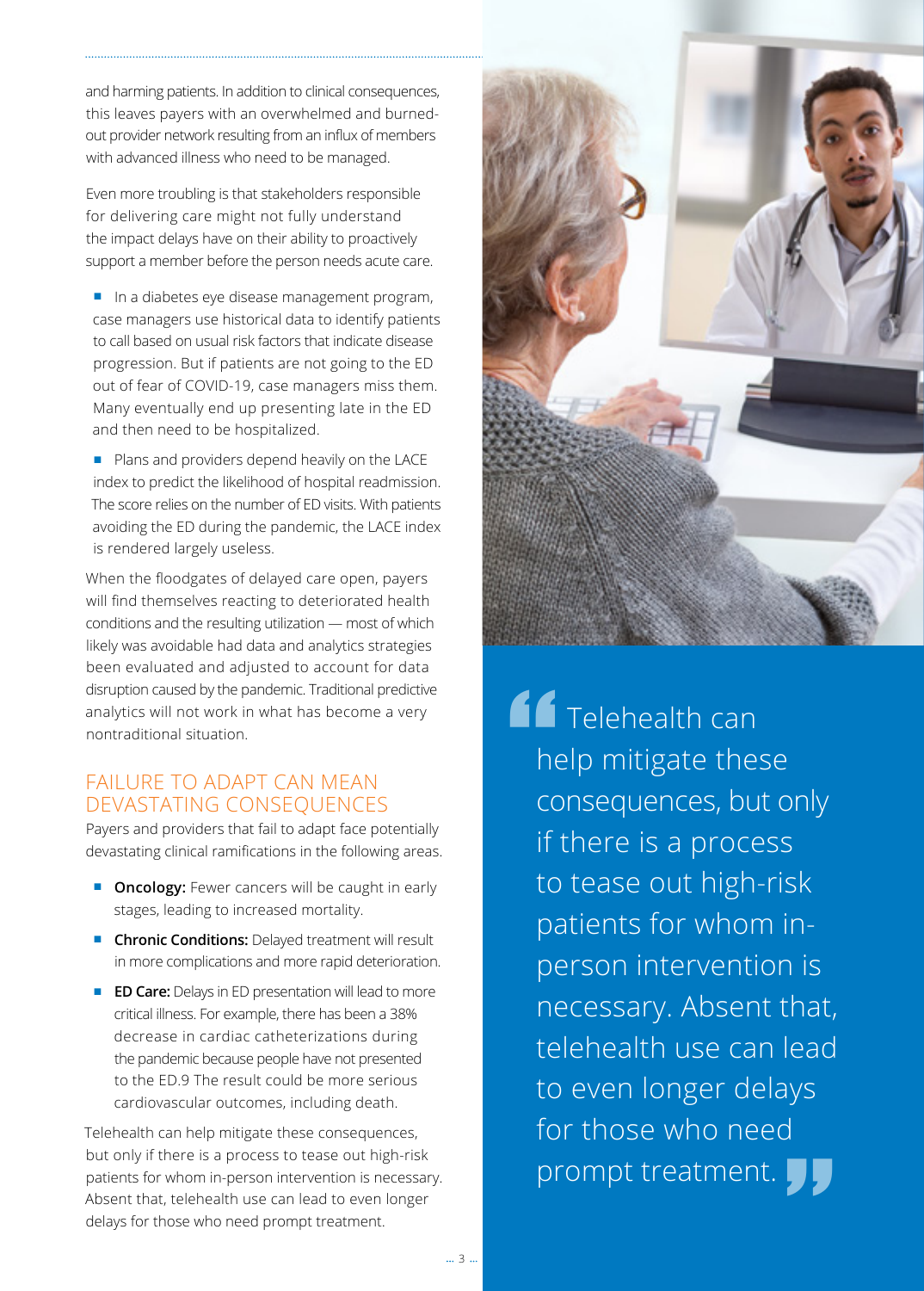and harming patients. In addition to clinical consequences, this leaves payers with an overwhelmed and burned-out provider network resulting from an influx of members with advanced illness who need to be managed.

Even more troubling is that stakeholders responsible for delivering care might not fully understand the impact delays have on their ability to proactively support a member before the person needs acute care.

- In a diabetes eye disease management program, case managers use historical data to identify patients to call based on usual risk factors that indicate disease progression. But if patients are not going to the ED out of fear of COVID-19, case managers miss them. Many eventually end up presenting late in the ED and then need to be hospitalized.
- Plans and providers depend heavily on the LACE index to predict the likelihood of hospital readmission. The score relies on the number of ED visits. With patients avoiding the ED during the pandemic, the LACE index is rendered largely useless.

When the floodgates of delayed care open, payers will find themselves reacting to deteriorated health conditions and the resulting utilization — most of which likely was avoidable had data and analytics strategies been evaluated and adjusted to account for data disruption caused by the pandemic. Traditional predictive analytics will not work in what has become a very nontraditional situation.

## FAILURE TO ADAPT CAN MEAN DEVASTATING CONSEQUENCES

Payers and providers that fail to adapt face potentially devastating clinical ramifications in the following areas.

- **Oncology:** Fewer cancers will be caught in early stages, leading to increased mortality.
- **Chronic Conditions:** Delayed treatment will result in more complications and more rapid deterioration.
- **ED Care:** Delays in ED presentation will lead to more critical illness. For example, there has been a 38% decrease in cardiac catheterizations during the pandemic because people have not presented to the ED.[9] The result could be more serious cardiovascular outcomes, including death.

Telehealth can help mitigate these consequences, but only if there is a process to tease out high-risk patients for whom in-person intervention is necessary. Absent that, telehealth use can lead to even longer delays for those who need prompt treatment.

> “Telehealth can help mitigate these consequences, but only if there is a process to tease out high-risk patients for whom in-person intervention is necessary. Absent that, telehealth use can lead to even longer delays for those who need prompt treatment.”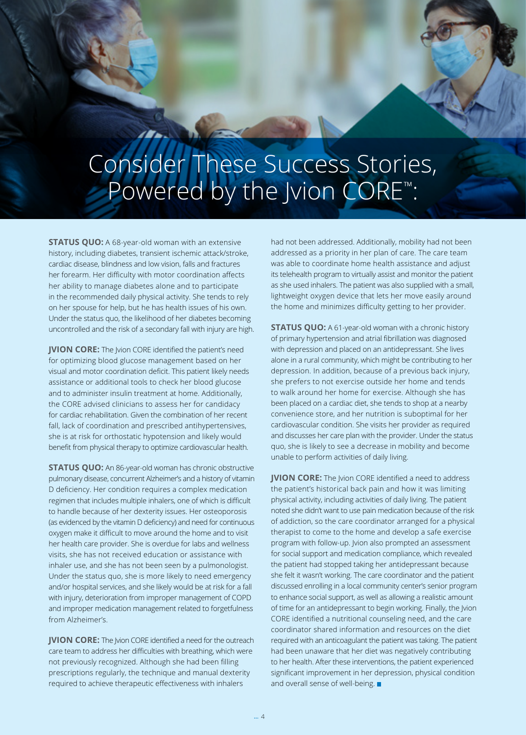# Consider These Success Stories, Powered by the Jvion CORE™:

**STATUS QUO:** A 68-year-old woman with an extensive history, including diabetes, transient ischemic attack/stroke, cardiac disease, blindness and low vision, falls and fractures her forearm. Her difficulty with motor coordination affects her ability to manage diabetes alone and to participate in the recommended daily physical activity. She tends to rely on her spouse for help, but he has health issues of his own. Under the status quo, the likelihood of her diabetes becoming uncontrolled and the risk of a secondary fall with injury are high.

**JVION CORE:** The Jvion CORE identified the patient's need for optimizing blood glucose management based on her visual and motor coordination deficit. This patient likely needs assistance or additional tools to check her blood glucose and to administer insulin treatment at home. Additionally, the CORE advised clinicians to assess her for candidacy for cardiac rehabilitation. Given the combination of her recent fall, lack of coordination and prescribed antihypertensives, she is at risk for orthostatic hypotension and likely would benefit from physical therapy to optimize cardiovascular health.

**STATUS QUO:** An 86-year-old woman has chronic obstructive pulmonary disease, concurrent Alzheimer's and a history of vitamin D deficiency. Her condition requires a complex medication regimen that includes multiple inhalers, one of which is difficult to handle because of her dexterity issues. Her osteoporosis (as evidenced by the vitamin D deficiency) and need for continuous oxygen make it difficult to move around the home and to visit her health care provider. She is overdue for labs and wellness visits, she has not received education or assistance with inhaler use, and she has not been seen by a pulmonologist. Under the status quo, she is more likely to need emergency and/or hospital services, and she likely would be at risk for a fall with injury, deterioration from improper management of COPD and improper medication management related to forgetfulness from Alzheimer's.

**JVION CORE:** The Jvion CORE identified a need for the outreach care team to address her difficulties with breathing, which were not previously recognized. Although she had been filling prescriptions regularly, the technique and manual dexterity required to achieve therapeutic effectiveness with inhalers had not been addressed. Additionally, mobility had not been addressed as a priority in her plan of care. The care team was able to coordinate home health assistance and adjust its telehealth program to virtually assist and monitor the patient as she used inhalers. The patient was also supplied with a small, lightweight oxygen device that lets her move easily around the home and minimizes difficulty getting to her provider.

**STATUS QUO:** A 61-year-old woman with a chronic history of primary hypertension and atrial fibrillation was diagnosed with depression and placed on an antidepressant. She lives alone in a rural community, which might be contributing to her depression. In addition, because of a previous back injury, she prefers to not exercise outside her home and tends to walk around her home for exercise. Although she has been placed on a cardiac diet, she tends to shop at a nearby convenience store, and her nutrition is suboptimal for her cardiovascular condition. She visits her provider as required and discusses her care plan with the provider. Under the status quo, she is likely to see a decrease in mobility and become unable to perform activities of daily living.

**JVION CORE:** The Jvion CORE identified a need to address the patient's historical back pain and how it was limiting physical activity, including activities of daily living. The patient noted she didn't want to use pain medication because of the risk of addiction, so the care coordinator arranged for a physical therapist to come to the home and develop a safe exercise program with follow-up. Jvion also prompted an assessment for social support and medication compliance, which revealed the patient had stopped taking her antidepressant because she felt it wasn't working. The care coordinator and the patient discussed enrolling in a local community center's senior program to enhance social support, as well as allowing a realistic amount of time for an antidepressant to begin working. Finally, the Jvion CORE identified a nutritional counseling need, and the care coordinator shared information and resources on the diet required with an anticoagulant the patient was taking. The patient had been unaware that her diet was negatively contributing to her health. After these interventions, the patient experienced significant improvement in her depression, physical condition and overall sense of well-being.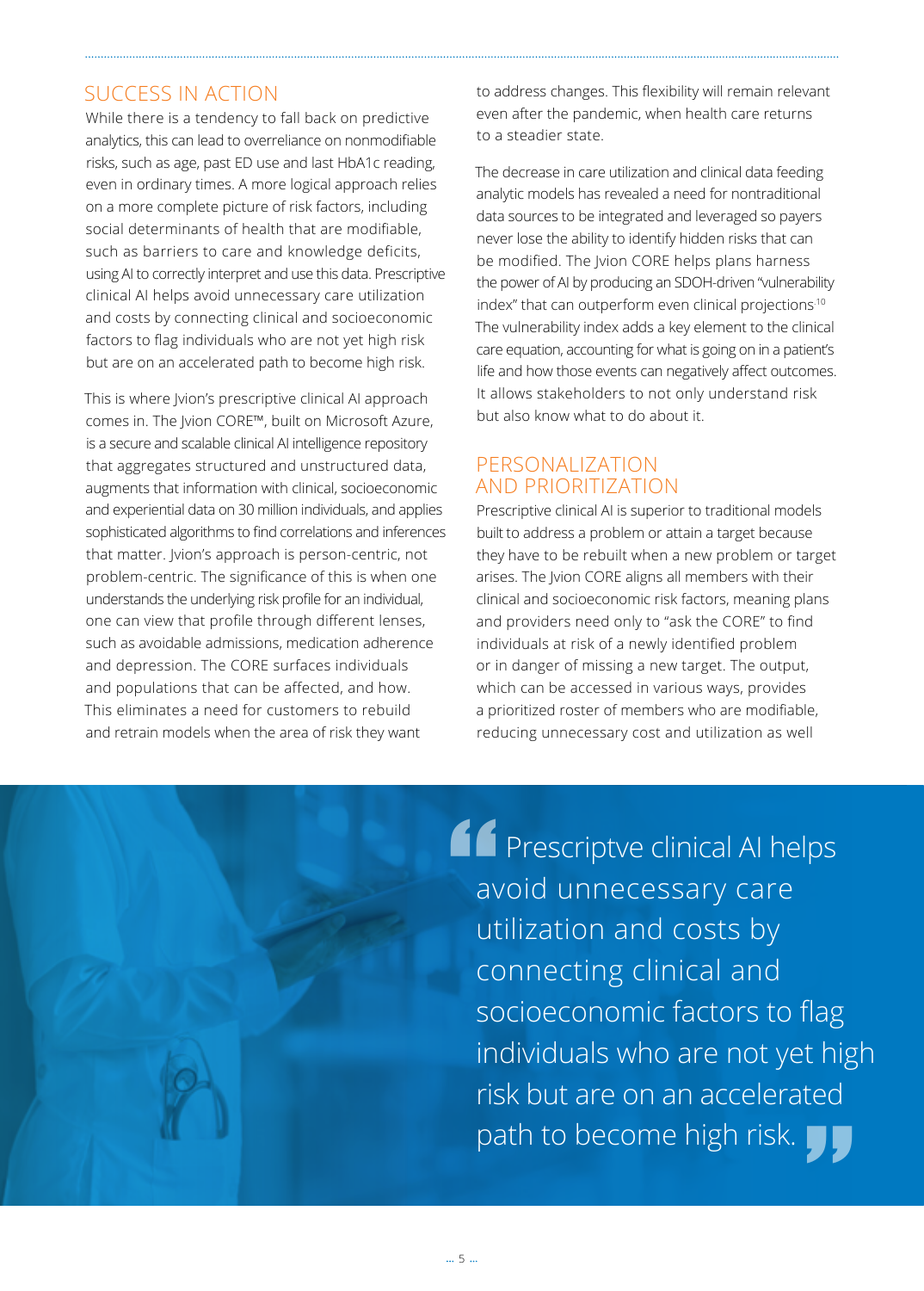## SUCCESS IN ACTION

While there is a tendency to fall back on predictive analytics, this can lead to overreliance on nonmodifiable risks, such as age, past ED use and last HbA1c reading, even in ordinary times. A more logical approach relies on a more complete picture of risk factors, including social determinants of health that are modifiable, such as barriers to care and knowledge deficits, using AI to correctly interpret and use this data. Prescriptive clinical AI helps avoid unnecessary care utilization and costs by connecting clinical and socioeconomic factors to flag individuals who are not yet high risk but are on an accelerated path to become high risk.

This is where Jvion's prescriptive clinical AI approach comes in. The Jvion CORE™, built on Microsoft Azure, is a secure and scalable clinical AI intelligence repository that aggregates structured and unstructured data, augments that information with clinical, socioeconomic and experiential data on 30 million individuals, and applies sophisticated algorithms to find correlations and inferences that matter. Jvion's approach is person-centric, not problem-centric. The significance of this is when one understands the underlying risk profile for an individual, one can view that profile through different lenses, such as avoidable admissions, medication adherence and depression. The CORE surfaces individuals and populations that can be affected, and how. This eliminates a need for customers to rebuild and retrain models when the area of risk they want to address changes. This flexibility will remain relevant even after the pandemic, when health care returns to a steadier state.

The decrease in care utilization and clinical data feeding analytic models has revealed a need for nontraditional data sources to be integrated and leveraged so payers never lose the ability to identify hidden risks that can be modified. The Jvion CORE helps plans harness the power of AI by producing an SDOH-driven "vulnerability index" that can outperform even clinical projections.[10] The vulnerability index adds a key element to the clinical care equation, accounting for what is going on in a patient's life and how those events can negatively affect outcomes. It allows stakeholders to not only understand risk but also know what to do about it.

## PERSONALIZATION AND PRIORITIZATION

Prescriptive clinical AI is superior to traditional models built to address a problem or attain a target because they have to be rebuilt when a new problem or target arises. The Jvion CORE aligns all members with their clinical and socioeconomic risk factors, meaning plans and providers need only to "ask the CORE" to find individuals at risk of a newly identified problem or in danger of missing a new target. The output, which can be accessed in various ways, provides a prioritized roster of members who are modifiable, reducing unnecessary cost and utilization as well

> "Prescriptve clinical AI helps avoid unnecessary care utilization and costs by connecting clinical and socioeconomic factors to flag individuals who are not yet high risk but are on an accelerated path to become high risk."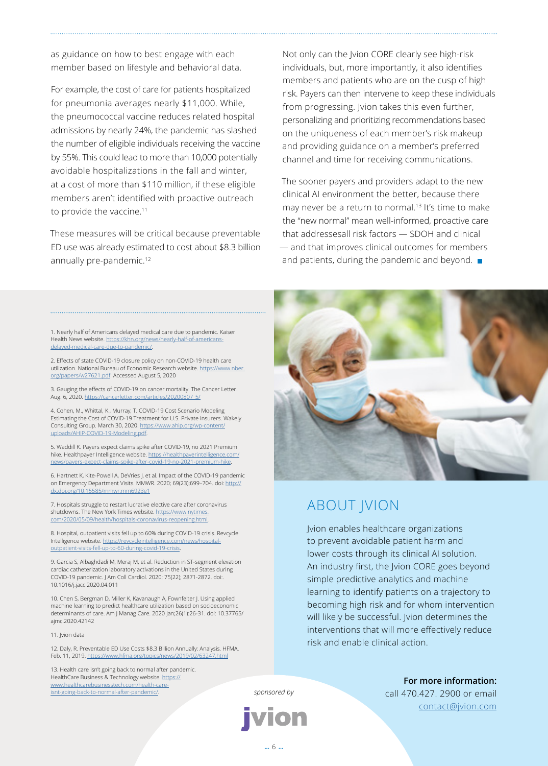as guidance on how to best engage with each member based on lifestyle and behavioral data.

For example, the cost of care for patients hospitalized for pneumonia averages nearly $11,000. While, the pneumococcal vaccine reduces related hospital admissions by nearly 24%, the pandemic has slashed the number of eligible individuals receiving the vaccine by 55%. This could lead to more than 10,000 potentially avoidable hospitalizations in the fall and winter, at a cost of more than $110 million, if these eligible members aren't identified with proactive outreach to provide the vaccine.[11]

These measures will be critical because preventable ED use was already estimated to cost about $8.3 billion annually pre-pandemic.[12]

Not only can the Jvion CORE clearly see high-risk individuals, but, more importantly, it also identifies members and patients who are on the cusp of high risk. Payers can then intervene to keep these individuals from progressing. Jvion takes this even further, personalizing and prioritizing recommendations based on the uniqueness of each member's risk makeup and providing guidance on a member's preferred channel and time for receiving communications.

The sooner payers and providers adapt to the new clinical AI environment the better, because there may never be a return to normal.[13] It's time to make the "new normal" mean well-informed, proactive care that addressesall risk factors — SDOH and clinical — and that improves clinical outcomes for members and patients, during the pandemic and beyond. ■

1. Nearly half of Americans delayed medical care due to pandemic. Kaiser Health News website. https://khn.org/news/nearly-half-of-americans-delayed-medical-care-due-to-pandemic/.

2. Effects of state COVID-19 closure policy on non-COVID-19 health care utilization. National Bureau of Economic Research website. https://www.nber.org/papers/w27621.pdf. Accessed August 5, 2020

3. Gauging the effects of COVID-19 on cancer mortality. The Cancer Letter. Aug. 6, 2020. https://cancerletter.com/articles/20200807_5/

4. Cohen, M., Whittal, K., Murray, T. COVID-19 Cost Scenario Modeling Estimating the Cost of COVID-19 Treatment for U.S. Private Insurers. Wakely Consulting Group. March 30, 2020. https://www.ahip.org/wp-content/uploads/AHIP-COVID-19-Modeling.pdf.

5. Waddill K. Payers expect claims spike after COVID-19, no 2021 Premium hike. Healthpayer Intelligence website. https://healthpayerintelligence.com/news/payers-expect-claims-spike-after-covid-19-no-2021-premium-hike.

6. Hartnett K, Kite-Powell A, DeVries J, et al. Impact of the COVID-19 pandemic on Emergency Department Visits. MMWR. 2020; 69(23);699–704. doi: http://dx.doi.org/10.15585/mmwr.mm6923e1

7. Hospitals struggle to restart lucrative elective care after coronavirus shutdowns. The New York Times website. https://www.nytimes.com/2020/05/09/health/hospitals-coronavirus-reopening.html.

8. Hospital, outpatient visits fell up to 60% during COVID-19 crisis. Revcycle Intelligence website. https://revcycleintelligence.com/news/hospital-outpatient-visits-fell-up-to-60-during-covid-19-crisis.

9. Garcia S, Albaghdadi M, Meraj M, et al. Reduction in ST-segment elevation cardiac catheterization laboratory activations in the United States during COVID-19 pandemic. J Am Coll Cardiol. 2020; 75(22); 2871-2872. doi:. 10.1016/j.jacc.2020.04.011

10. Chen S, Bergman D, Miller K, Kavanaugh A, Fownfelter J. Using applied machine learning to predict healthcare utilization based on socioeconomic determinants of care. Am J Manag Care. 2020 Jan;26(1):26-31. doi: 10.37765/ajmc.2020.42142

11. Jvion data

12. Daly, R. Preventable ED Use Costs $8.3 Billion Annually: Analysis. HFMA. Feb. 11, 2019. https://www.hfma.org/topics/news/2019/02/63247.html

13. Health care isn't going back to normal after pandemic. HealthCare Business & Technology website. https://www.healthcarebusinesstech.com/health-care-isnt-going-back-to-normal-after-pandemic/.

## ABOUT JVION

Jvion enables healthcare organizations to prevent avoidable patient harm and lower costs through its clinical AI solution. An industry first, the Jvion CORE goes beyond simple predictive analytics and machine learning to identify patients on a trajectory to becoming high risk and for whom intervention will likely be successful. Jvion determines the interventions that will more effectively reduce risk and enable clinical action.

*sponsored by*

jvion

**For more information:**
call 470.427. 2900 or email contact@jvion.com